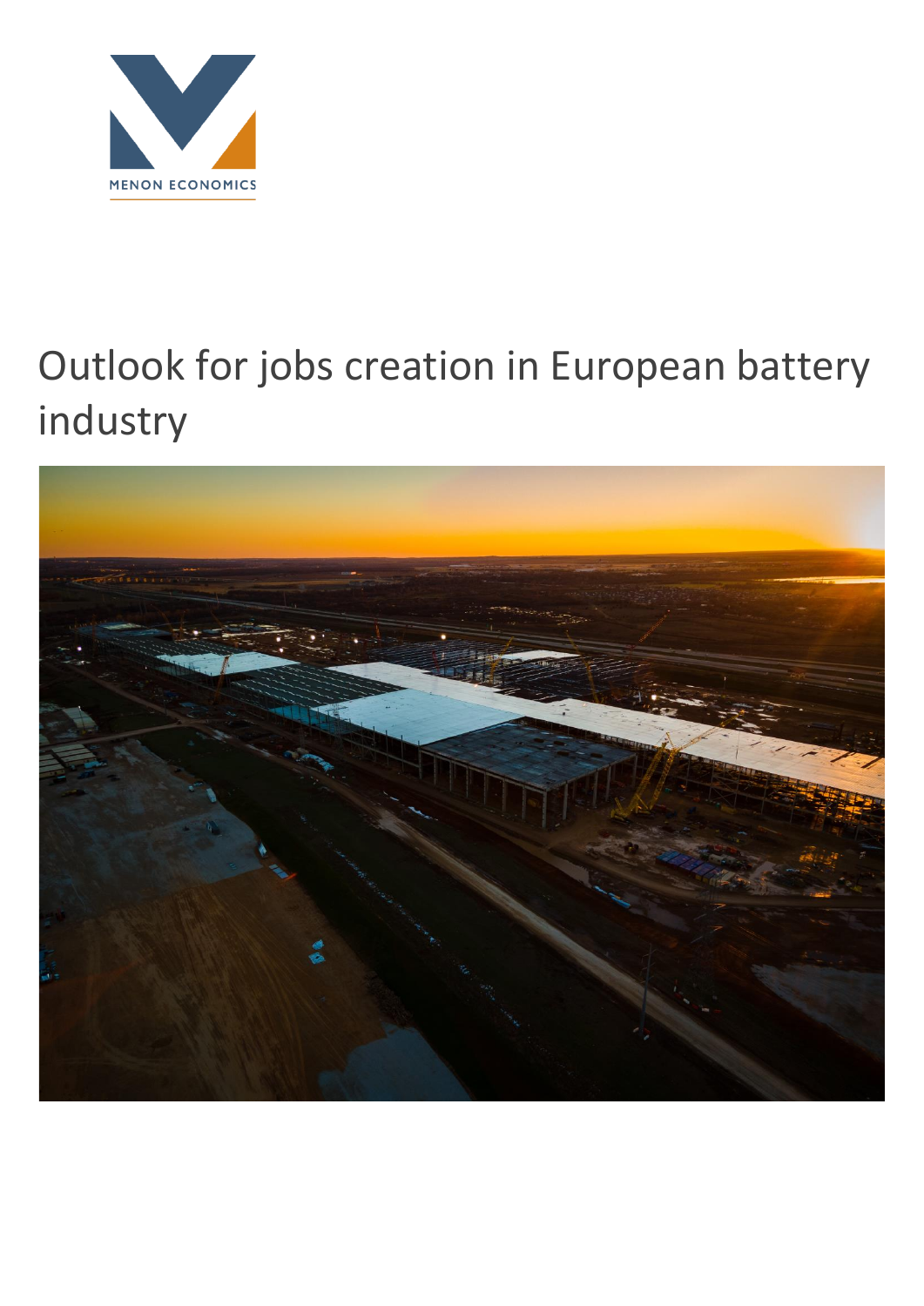MENON ECONOMICS

# Outlook for jobs creation in European battery industry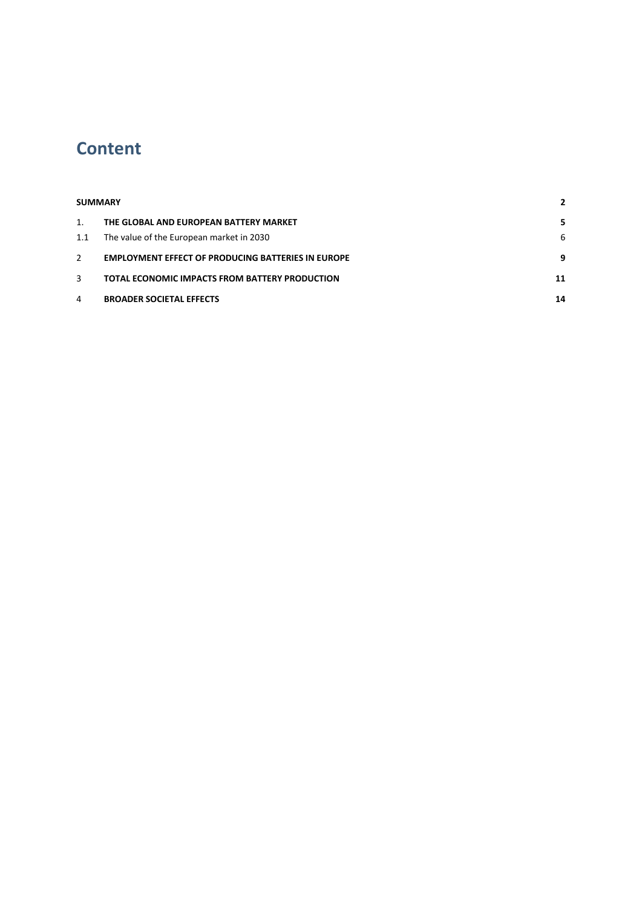# Content

| | | |
|---|---|---|
| **SUMMARY** | | **2** |
| 1. | **THE GLOBAL AND EUROPEAN BATTERY MARKET** | **5** |
| 1.1 | The value of the European market in 2030 | 6 |
| 2 | **EMPLOYMENT EFFECT OF PRODUCING BATTERIES IN EUROPE** | **9** |
| 3 | **TOTAL ECONOMIC IMPACTS FROM BATTERY PRODUCTION** | **11** |
| 4 | **BROADER SOCIETAL EFFECTS** | **14** |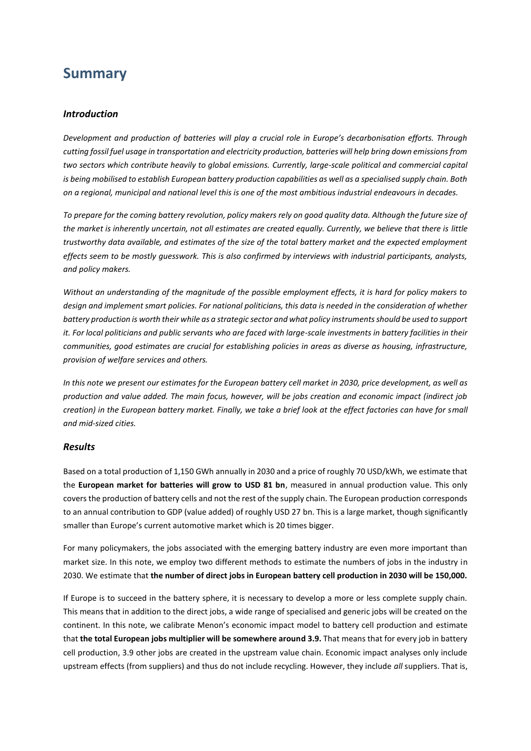# Summary

### *Introduction*

*Development and production of batteries will play a crucial role in Europe's decarbonisation efforts. Through cutting fossil fuel usage in transportation and electricity production, batteries will help bring down emissions from two sectors which contribute heavily to global emissions. Currently, large-scale political and commercial capital is being mobilised to establish European battery production capabilities as well as a specialised supply chain. Both on a regional, municipal and national level this is one of the most ambitious industrial endeavours in decades.*

*To prepare for the coming battery revolution, policy makers rely on good quality data. Although the future size of the market is inherently uncertain, not all estimates are created equally. Currently, we believe that there is little trustworthy data available, and estimates of the size of the total battery market and the expected employment effects seem to be mostly guesswork. This is also confirmed by interviews with industrial participants, analysts, and policy makers.*

*Without an understanding of the magnitude of the possible employment effects, it is hard for policy makers to design and implement smart policies. For national politicians, this data is needed in the consideration of whether battery production is worth their while as a strategic sector and what policy instruments should be used to support it. For local politicians and public servants who are faced with large-scale investments in battery facilities in their communities, good estimates are crucial for establishing policies in areas as diverse as housing, infrastructure, provision of welfare services and others.*

*In this note we present our estimates for the European battery cell market in 2030, price development, as well as production and value added. The main focus, however, will be jobs creation and economic impact (indirect job creation) in the European battery market. Finally, we take a brief look at the effect factories can have for small and mid-sized cities.*

### *Results*

Based on a total production of 1,150 GWh annually in 2030 and a price of roughly 70 USD/kWh, we estimate that the **European market for batteries will grow to USD 81 bn**, measured in annual production value. This only covers the production of battery cells and not the rest of the supply chain. The European production corresponds to an annual contribution to GDP (value added) of roughly USD 27 bn. This is a large market, though significantly smaller than Europe's current automotive market which is 20 times bigger.

For many policymakers, the jobs associated with the emerging battery industry are even more important than market size. In this note, we employ two different methods to estimate the numbers of jobs in the industry in 2030. We estimate that **the number of direct jobs in European battery cell production in 2030 will be 150,000.**

If Europe is to succeed in the battery sphere, it is necessary to develop a more or less complete supply chain. This means that in addition to the direct jobs, a wide range of specialised and generic jobs will be created on the continent. In this note, we calibrate Menon's economic impact model to battery cell production and estimate that **the total European jobs multiplier will be somewhere around 3.9.** That means that for every job in battery cell production, 3.9 other jobs are created in the upstream value chain. Economic impact analyses only include upstream effects (from suppliers) and thus do not include recycling. However, they include *all* suppliers. That is,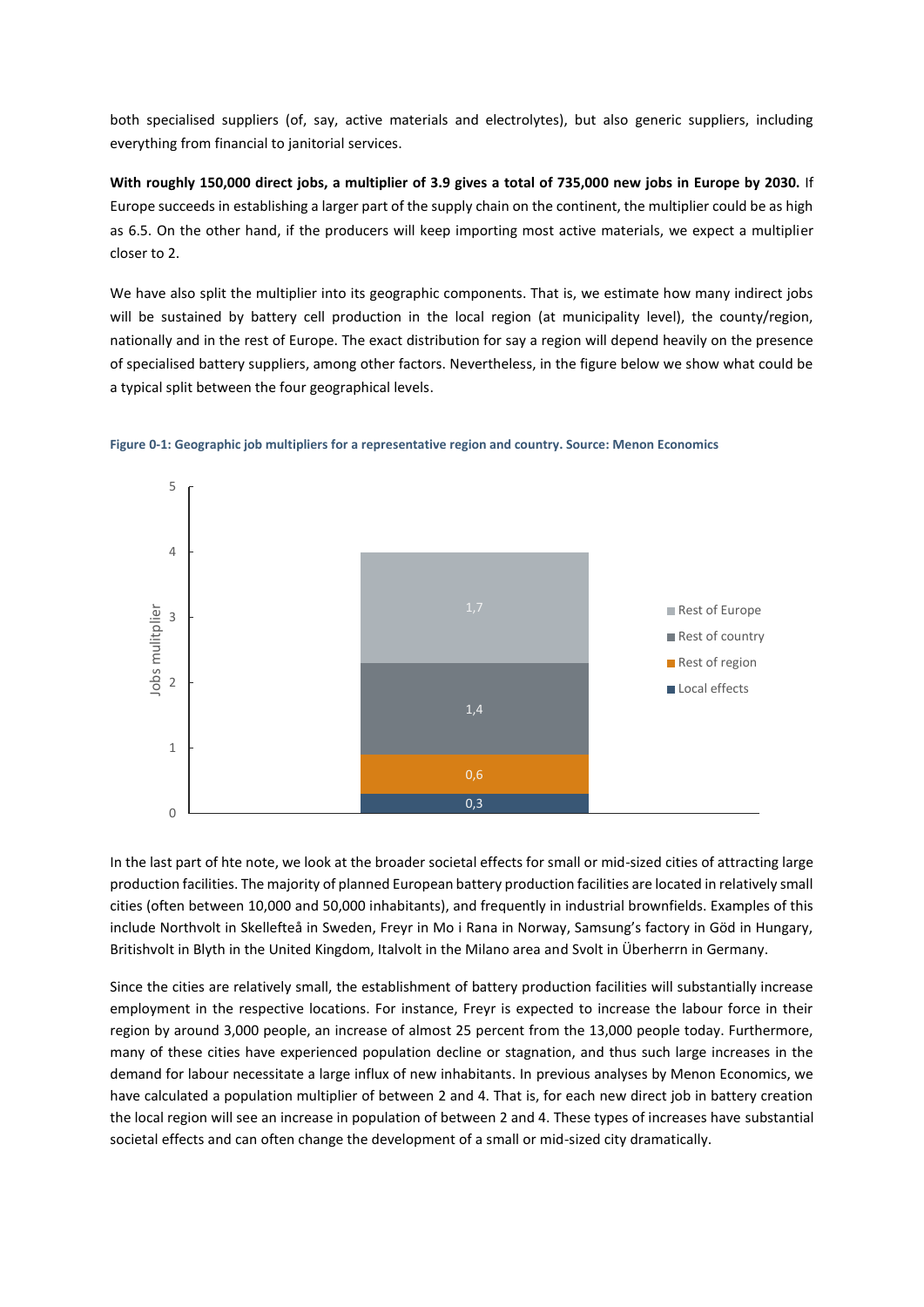both specialised suppliers (of, say, active materials and electrolytes), but also generic suppliers, including everything from financial to janitorial services.

**With roughly 150,000 direct jobs, a multiplier of 3.9 gives a total of 735,000 new jobs in Europe by 2030.** If Europe succeeds in establishing a larger part of the supply chain on the continent, the multiplier could be as high as 6.5. On the other hand, if the producers will keep importing most active materials, we expect a multiplier closer to 2.

We have also split the multiplier into its geographic components. That is, we estimate how many indirect jobs will be sustained by battery cell production in the local region (at municipality level), the county/region, nationally and in the rest of Europe. The exact distribution for say a region will depend heavily on the presence of specialised battery suppliers, among other factors. Nevertheless, in the figure below we show what could be a typical split between the four geographical levels.

**Figure 0-1: Geographic job multipliers for a representative region and country. Source: Menon Economics**

| Component | Jobs mulitplier |
|---|---|
| Local effects | 0,3 |
| Rest of region | 0,6 |
| Rest of country | 1,4 |
| Rest of Europe | 1,7 |

In the last part of hte note, we look at the broader societal effects for small or mid-sized cities of attracting large production facilities. The majority of planned European battery production facilities are located in relatively small cities (often between 10,000 and 50,000 inhabitants), and frequently in industrial brownfields. Examples of this include Northvolt in Skellefteå in Sweden, Freyr in Mo i Rana in Norway, Samsung's factory in Göd in Hungary, Britishvolt in Blyth in the United Kingdom, Italvolt in the Milano area and Svolt in Überherrn in Germany.

Since the cities are relatively small, the establishment of battery production facilities will substantially increase employment in the respective locations. For instance, Freyr is expected to increase the labour force in their region by around 3,000 people, an increase of almost 25 percent from the 13,000 people today. Furthermore, many of these cities have experienced population decline or stagnation, and thus such large increases in the demand for labour necessitate a large influx of new inhabitants. In previous analyses by Menon Economics, we have calculated a population multiplier of between 2 and 4. That is, for each new direct job in battery creation the local region will see an increase in population of between 2 and 4. These types of increases have substantial societal effects and can often change the development of a small or mid-sized city dramatically.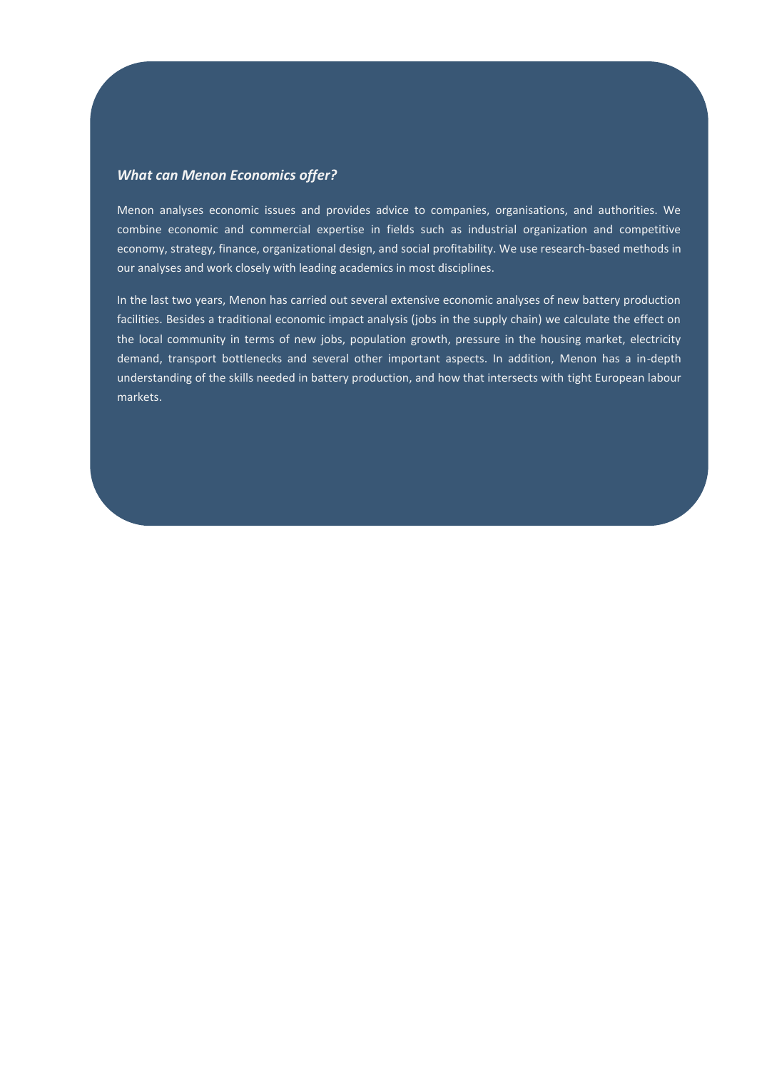### *What can Menon Economics offer?*

Menon analyses economic issues and provides advice to companies, organisations, and authorities. We combine economic and commercial expertise in fields such as industrial organization and competitive economy, strategy, finance, organizational design, and social profitability. We use research-based methods in our analyses and work closely with leading academics in most disciplines.

In the last two years, Menon has carried out several extensive economic analyses of new battery production facilities. Besides a traditional economic impact analysis (jobs in the supply chain) we calculate the effect on the local community in terms of new jobs, population growth, pressure in the housing market, electricity demand, transport bottlenecks and several other important aspects. In addition, Menon has a in-depth understanding of the skills needed in battery production, and how that intersects with tight European labour markets.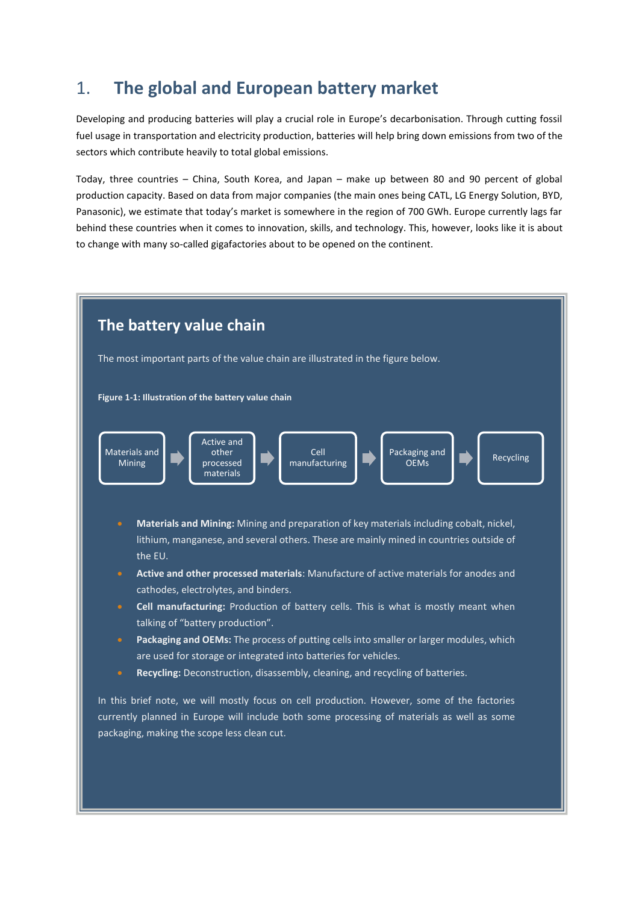# 1. The global and European battery market

Developing and producing batteries will play a crucial role in Europe's decarbonisation. Through cutting fossil fuel usage in transportation and electricity production, batteries will help bring down emissions from two of the sectors which contribute heavily to total global emissions.

Today, three countries – China, South Korea, and Japan – make up between 80 and 90 percent of global production capacity. Based on data from major companies (the main ones being CATL, LG Energy Solution, BYD, Panasonic), we estimate that today's market is somewhere in the region of 700 GWh. Europe currently lags far behind these countries when it comes to innovation, skills, and technology. This, however, looks like it is about to change with many so-called gigafactories about to be opened on the continent.

## The battery value chain

The most important parts of the value chain are illustrated in the figure below.

**Figure 1-1: Illustration of the battery value chain**

Materials and Mining → Active and other processed materials → Cell manufacturing → Packaging and OEMs → Recycling

- **Materials and Mining:** Mining and preparation of key materials including cobalt, nickel, lithium, manganese, and several others. These are mainly mined in countries outside of the EU.
- **Active and other processed materials**: Manufacture of active materials for anodes and cathodes, electrolytes, and binders.
- **Cell manufacturing:** Production of battery cells. This is what is mostly meant when talking of "battery production".
- **Packaging and OEMs:** The process of putting cells into smaller or larger modules, which are used for storage or integrated into batteries for vehicles.
- **Recycling:** Deconstruction, disassembly, cleaning, and recycling of batteries.

In this brief note, we will mostly focus on cell production. However, some of the factories currently planned in Europe will include both some processing of materials as well as some packaging, making the scope less clean cut.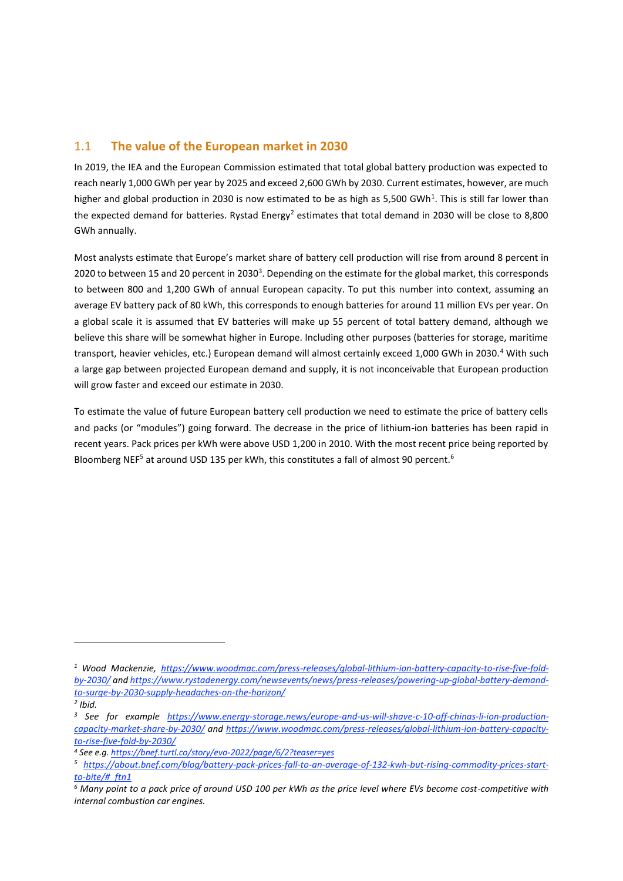## 1.1 The value of the European market in 2030

In 2019, the IEA and the European Commission estimated that total global battery production was expected to reach nearly 1,000 GWh per year by 2025 and exceed 2,600 GWh by 2030. Current estimates, however, are much higher and global production in 2030 is now estimated to be as high as 5,500 GWh[1]. This is still far lower than the expected demand for batteries. Rystad Energy[2] estimates that total demand in 2030 will be close to 8,800 GWh annually.

Most analysts estimate that Europe's market share of battery cell production will rise from around 8 percent in 2020 to between 15 and 20 percent in 2030[3]. Depending on the estimate for the global market, this corresponds to between 800 and 1,200 GWh of annual European capacity. To put this number into context, assuming an average EV battery pack of 80 kWh, this corresponds to enough batteries for around 11 million EVs per year. On a global scale it is assumed that EV batteries will make up 55 percent of total battery demand, although we believe this share will be somewhat higher in Europe. Including other purposes (batteries for storage, maritime transport, heavier vehicles, etc.) European demand will almost certainly exceed 1,000 GWh in 2030.[4] With such a large gap between projected European demand and supply, it is not inconceivable that European production will grow faster and exceed our estimate in 2030.

To estimate the value of future European battery cell production we need to estimate the price of battery cells and packs (or "modules") going forward. The decrease in the price of lithium-ion batteries has been rapid in recent years. Pack prices per kWh were above USD 1,200 in 2010. With the most recent price being reported by Bloomberg NEF[5] at around USD 135 per kWh, this constitutes a fall of almost 90 percent.[6]

---

*[1] Wood Mackenzie, https://www.woodmac.com/press-releases/global-lithium-ion-battery-capacity-to-rise-five-fold-by-2030/ and https://www.rystadenergy.com/newsevents/news/press-releases/powering-up-global-battery-demand-to-surge-by-2030-supply-headaches-on-the-horizon/*

*[2] Ibid.*

*[3] See for example https://www.energy-storage.news/europe-and-us-will-shave-c-10-off-chinas-li-ion-production-capacity-market-share-by-2030/ and https://www.woodmac.com/press-releases/global-lithium-ion-battery-capacity-to-rise-five-fold-by-2030/*

*[4] See e.g. https://bnef.turtl.co/story/evo-2022/page/6/2?teaser=yes*

*[5] https://about.bnef.com/blog/battery-pack-prices-fall-to-an-average-of-132-kwh-but-rising-commodity-prices-start-to-bite/#_ftn1*

*[6] Many point to a pack price of around USD 100 per kWh as the price level where EVs become cost-competitive with internal combustion car engines.*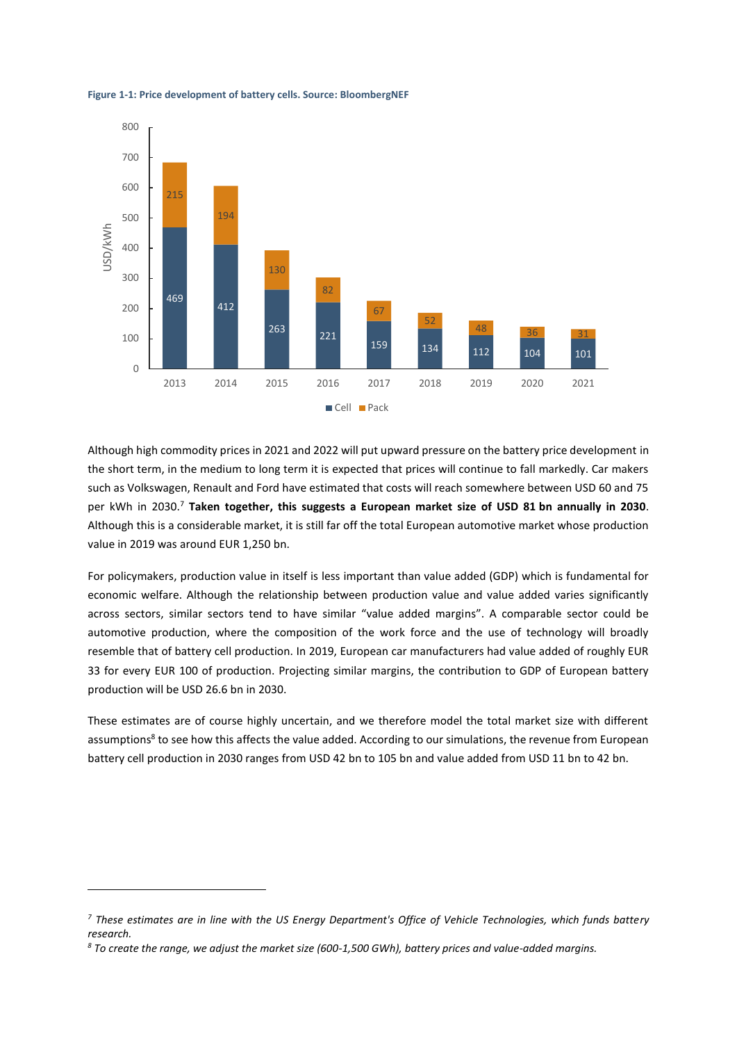**Figure 1-1: Price development of battery cells. Source: BloombergNEF**

| Year | Cell (USD/kWh) | Pack (USD/kWh) |
|---|---|---|
| 2013 | 469 | 215 |
| 2014 | 412 | 194 |
| 2015 | 263 | 130 |
| 2016 | 221 | 82 |
| 2017 | 159 | 67 |
| 2018 | 134 | 52 |
| 2019 | 112 | 48 |
| 2020 | 104 | 36 |
| 2021 | 101 | 31 |

Although high commodity prices in 2021 and 2022 will put upward pressure on the battery price development in the short term, in the medium to long term it is expected that prices will continue to fall markedly. Car makers such as Volkswagen, Renault and Ford have estimated that costs will reach somewhere between USD 60 and 75 per kWh in 2030.[7] **Taken together, this suggests a European market size of USD 81 bn annually in 2030**. Although this is a considerable market, it is still far off the total European automotive market whose production value in 2019 was around EUR 1,250 bn.

For policymakers, production value in itself is less important than value added (GDP) which is fundamental for economic welfare. Although the relationship between production value and value added varies significantly across sectors, similar sectors tend to have similar "value added margins". A comparable sector could be automotive production, where the composition of the work force and the use of technology will broadly resemble that of battery cell production. In 2019, European car manufacturers had value added of roughly EUR 33 for every EUR 100 of production. Projecting similar margins, the contribution to GDP of European battery production will be USD 26.6 bn in 2030.

These estimates are of course highly uncertain, and we therefore model the total market size with different assumptions[8] to see how this affects the value added. According to our simulations, the revenue from European battery cell production in 2030 ranges from USD 42 bn to 105 bn and value added from USD 11 bn to 42 bn.

---

[7] *These estimates are in line with the US Energy Department's Office of Vehicle Technologies, which funds battery research.*

[8] *To create the range, we adjust the market size (600-1,500 GWh), battery prices and value-added margins.*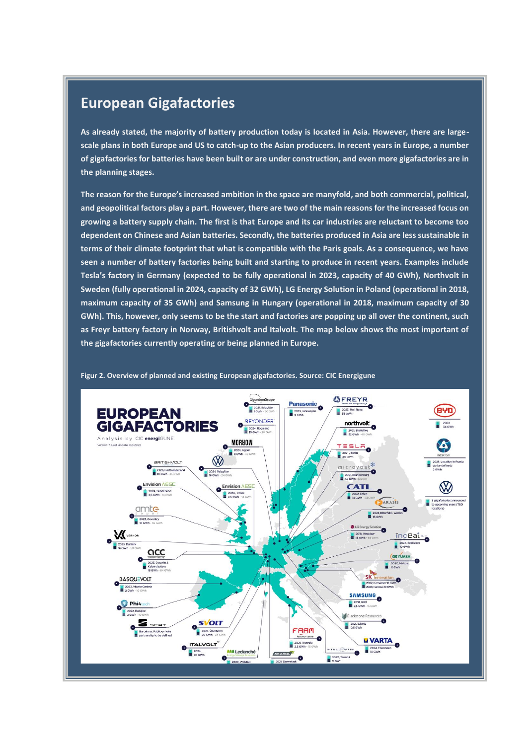## European Gigafactories

**As already stated, the majority of battery production today is located in Asia. However, there are large-scale plans in both Europe and US to catch-up to the Asian producers. In recent years in Europe, a number of gigafactories for batteries have been built or are under construction, and even more gigafactories are in the planning stages.**

**The reason for the Europe's increased ambition in the space are manyfold, and both commercial, political, and geopolitical factors play a part. However, there are two of the main reasons for the increased focus on growing a battery supply chain. The first is that Europe and its car industries are reluctant to become too dependent on Chinese and Asian batteries. Secondly, the batteries produced in Asia are less sustainable in terms of their climate footprint that what is compatible with the Paris goals. As a consequence, we have seen a number of battery factories being built and starting to produce in recent years. Examples include Tesla's factory in Germany (expected to be fully operational in 2023, capacity of 40 GWh), Northvolt in Sweden (fully operational in 2024, capacity of 32 GWh), LG Energy Solution in Poland (operational in 2018, maximum capacity of 35 GWh) and Samsung in Hungary (operational in 2018, maximum capacity of 30 GWh). This, however, only seems to be the start and factories are popping up all over the continent, such as Freyr battery factory in Norway, Britishvolt and Italvolt. The map below shows the most important of the gigafactories currently operating or being planned in Europe.**

**Figur 2. Overview of planned and existing European gigafactories. Source: CIC Energigune**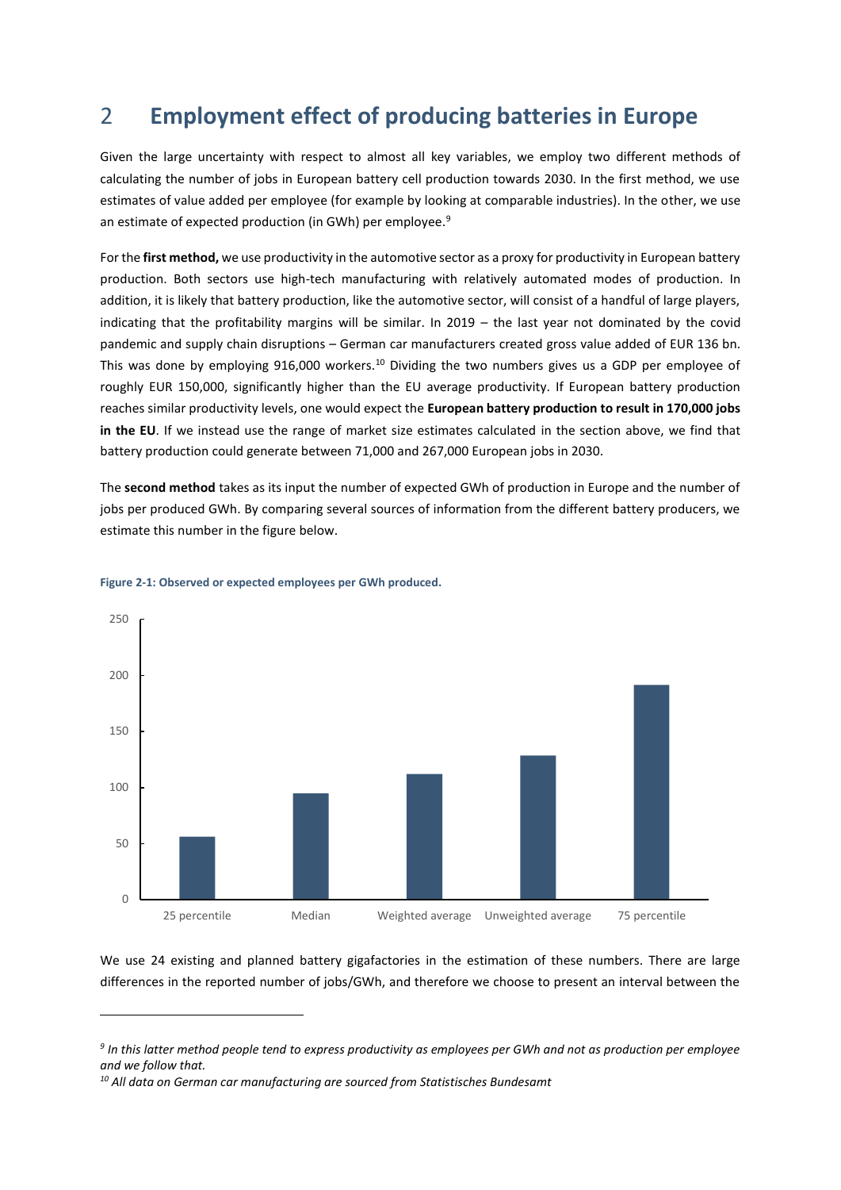# 2 Employment effect of producing batteries in Europe

Given the large uncertainty with respect to almost all key variables, we employ two different methods of calculating the number of jobs in European battery cell production towards 2030. In the first method, we use estimates of value added per employee (for example by looking at comparable industries). In the other, we use an estimate of expected production (in GWh) per employee.[9]

For the **first method,** we use productivity in the automotive sector as a proxy for productivity in European battery production. Both sectors use high-tech manufacturing with relatively automated modes of production. In addition, it is likely that battery production, like the automotive sector, will consist of a handful of large players, indicating that the profitability margins will be similar. In 2019 – the last year not dominated by the covid pandemic and supply chain disruptions – German car manufacturers created gross value added of EUR 136 bn. This was done by employing 916,000 workers.[10] Dividing the two numbers gives us a GDP per employee of roughly EUR 150,000, significantly higher than the EU average productivity. If European battery production reaches similar productivity levels, one would expect the **European battery production to result in 170,000 jobs in the EU**. If we instead use the range of market size estimates calculated in the section above, we find that battery production could generate between 71,000 and 267,000 European jobs in 2030.

The **second method** takes as its input the number of expected GWh of production in Europe and the number of jobs per produced GWh. By comparing several sources of information from the different battery producers, we estimate this number in the figure below.

**Figure 2-1: Observed or expected employees per GWh produced.**

| | 25 percentile | Median | Weighted average | Unweighted average | 75 percentile |
|---|---|---|---|---|---|
| Employees per GWh (approx.) | 56 | 95 | 112 | 128 | 191 |

We use 24 existing and planned battery gigafactories in the estimation of these numbers. There are large differences in the reported number of jobs/GWh, and therefore we choose to present an interval between the

---

[9] *In this latter method people tend to express productivity as employees per GWh and not as production per employee and we follow that.*

[10] *All data on German car manufacturing are sourced from Statistisches Bundesamt*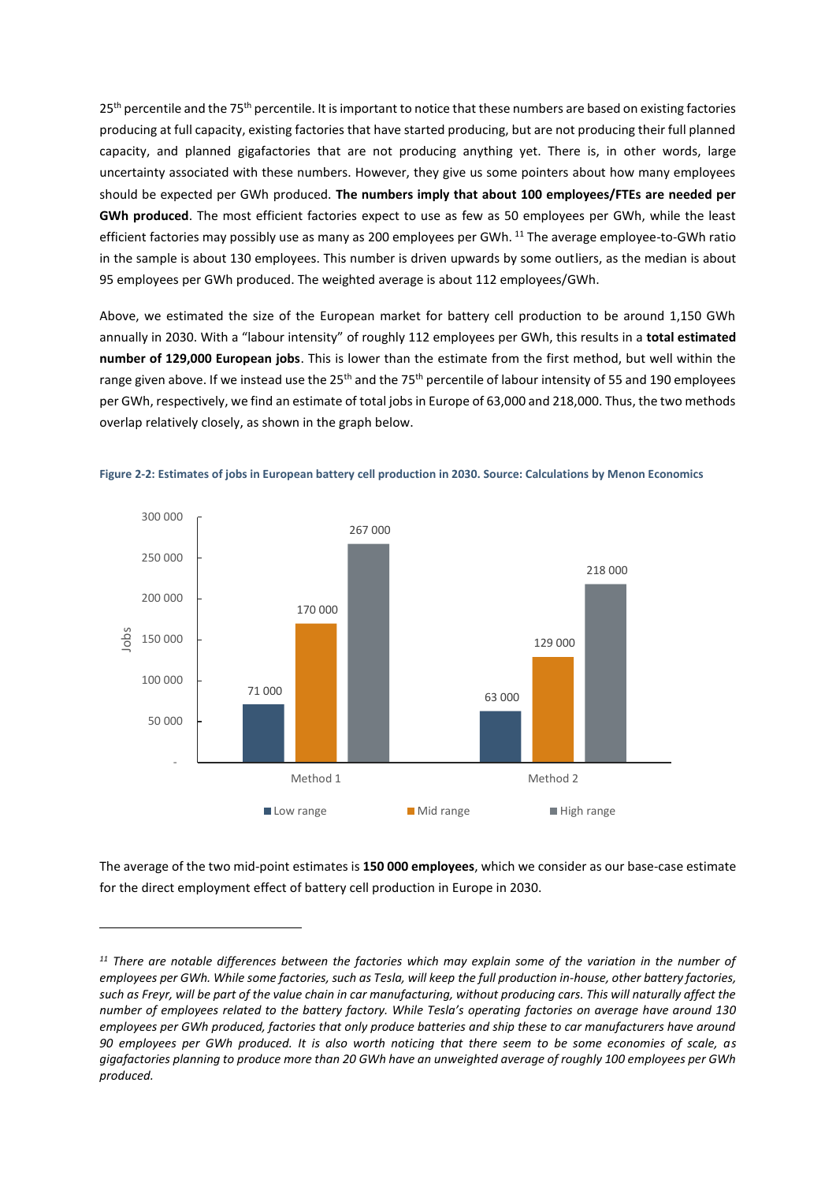25th percentile and the 75th percentile. It is important to notice that these numbers are based on existing factories producing at full capacity, existing factories that have started producing, but are not producing their full planned capacity, and planned gigafactories that are not producing anything yet. There is, in other words, large uncertainty associated with these numbers. However, they give us some pointers about how many employees should be expected per GWh produced. **The numbers imply that about 100 employees/FTEs are needed per GWh produced**. The most efficient factories expect to use as few as 50 employees per GWh, while the least efficient factories may possibly use as many as 200 employees per GWh. [11] The average employee-to-GWh ratio in the sample is about 130 employees. This number is driven upwards by some outliers, as the median is about 95 employees per GWh produced. The weighted average is about 112 employees/GWh.

Above, we estimated the size of the European market for battery cell production to be around 1,150 GWh annually in 2030. With a "labour intensity" of roughly 112 employees per GWh, this results in a **total estimated number of 129,000 European jobs**. This is lower than the estimate from the first method, but well within the range given above. If we instead use the 25th and the 75th percentile of labour intensity of 55 and 190 employees per GWh, respectively, we find an estimate of total jobs in Europe of 63,000 and 218,000. Thus, the two methods overlap relatively closely, as shown in the graph below.

**Figure 2-2: Estimates of jobs in European battery cell production in 2030. Source: Calculations by Menon Economics**

| Jobs | Low range | Mid range | High range |
|---|---|---|---|
| Method 1 | 71 000 | 170 000 | 267 000 |
| Method 2 | 63 000 | 129 000 | 218 000 |

The average of the two mid-point estimates is **150 000 employees**, which we consider as our base-case estimate for the direct employment effect of battery cell production in Europe in 2030.

---

*[11] There are notable differences between the factories which may explain some of the variation in the number of employees per GWh. While some factories, such as Tesla, will keep the full production in-house, other battery factories, such as Freyr, will be part of the value chain in car manufacturing, without producing cars. This will naturally affect the number of employees related to the battery factory. While Tesla's operating factories on average have around 130 employees per GWh produced, factories that only produce batteries and ship these to car manufacturers have around 90 employees per GWh produced. It is also worth noticing that there seem to be some economies of scale, as gigafactories planning to produce more than 20 GWh have an unweighted average of roughly 100 employees per GWh produced.*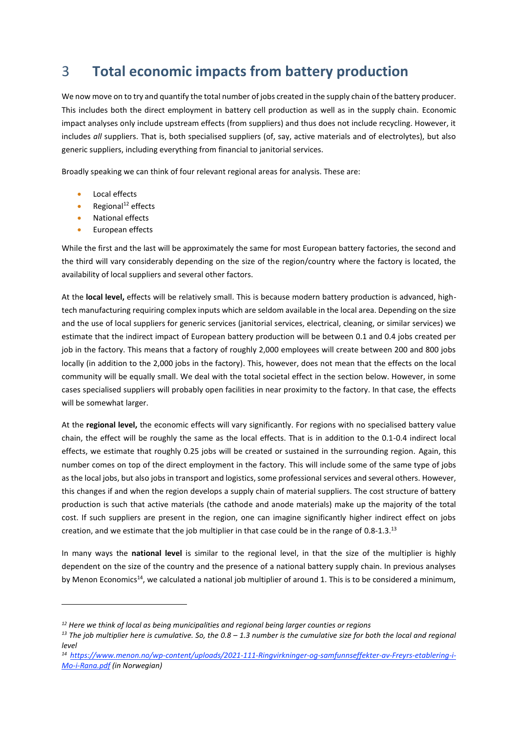# 3 Total economic impacts from battery production

We now move on to try and quantify the total number of jobs created in the supply chain of the battery producer. This includes both the direct employment in battery cell production as well as in the supply chain. Economic impact analyses only include upstream effects (from suppliers) and thus does not include recycling. However, it includes *all* suppliers. That is, both specialised suppliers (of, say, active materials and of electrolytes), but also generic suppliers, including everything from financial to janitorial services.

Broadly speaking we can think of four relevant regional areas for analysis. These are:

- Local effects
- Regional[12] effects
- National effects
- European effects

While the first and the last will be approximately the same for most European battery factories, the second and the third will vary considerably depending on the size of the region/country where the factory is located, the availability of local suppliers and several other factors.

At the **local level,** effects will be relatively small. This is because modern battery production is advanced, high-tech manufacturing requiring complex inputs which are seldom available in the local area. Depending on the size and the use of local suppliers for generic services (janitorial services, electrical, cleaning, or similar services) we estimate that the indirect impact of European battery production will be between 0.1 and 0.4 jobs created per job in the factory. This means that a factory of roughly 2,000 employees will create between 200 and 800 jobs locally (in addition to the 2,000 jobs in the factory). This, however, does not mean that the effects on the local community will be equally small. We deal with the total societal effect in the section below. However, in some cases specialised suppliers will probably open facilities in near proximity to the factory. In that case, the effects will be somewhat larger.

At the **regional level,** the economic effects will vary significantly. For regions with no specialised battery value chain, the effect will be roughly the same as the local effects. That is in addition to the 0.1-0.4 indirect local effects, we estimate that roughly 0.25 jobs will be created or sustained in the surrounding region. Again, this number comes on top of the direct employment in the factory. This will include some of the same type of jobs as the local jobs, but also jobs in transport and logistics, some professional services and several others. However, this changes if and when the region develops a supply chain of material suppliers. The cost structure of battery production is such that active materials (the cathode and anode materials) make up the majority of the total cost. If such suppliers are present in the region, one can imagine significantly higher indirect effect on jobs creation, and we estimate that the job multiplier in that case could be in the range of 0.8-1.3.[13]

In many ways the **national level** is similar to the regional level, in that the size of the multiplier is highly dependent on the size of the country and the presence of a national battery supply chain. In previous analyses by Menon Economics[14], we calculated a national job multiplier of around 1. This is to be considered a minimum,

---

[12] *Here we think of local as being municipalities and regional being larger counties or regions*

[13] *The job multiplier here is cumulative. So, the 0.8 – 1.3 number is the cumulative size for both the local and regional level*

[14] *https://www.menon.no/wp-content/uploads/2021-111-Ringvirkninger-og-samfunnseffekter-av-Freyrs-etablering-i-Mo-i-Rana.pdf (in Norwegian)*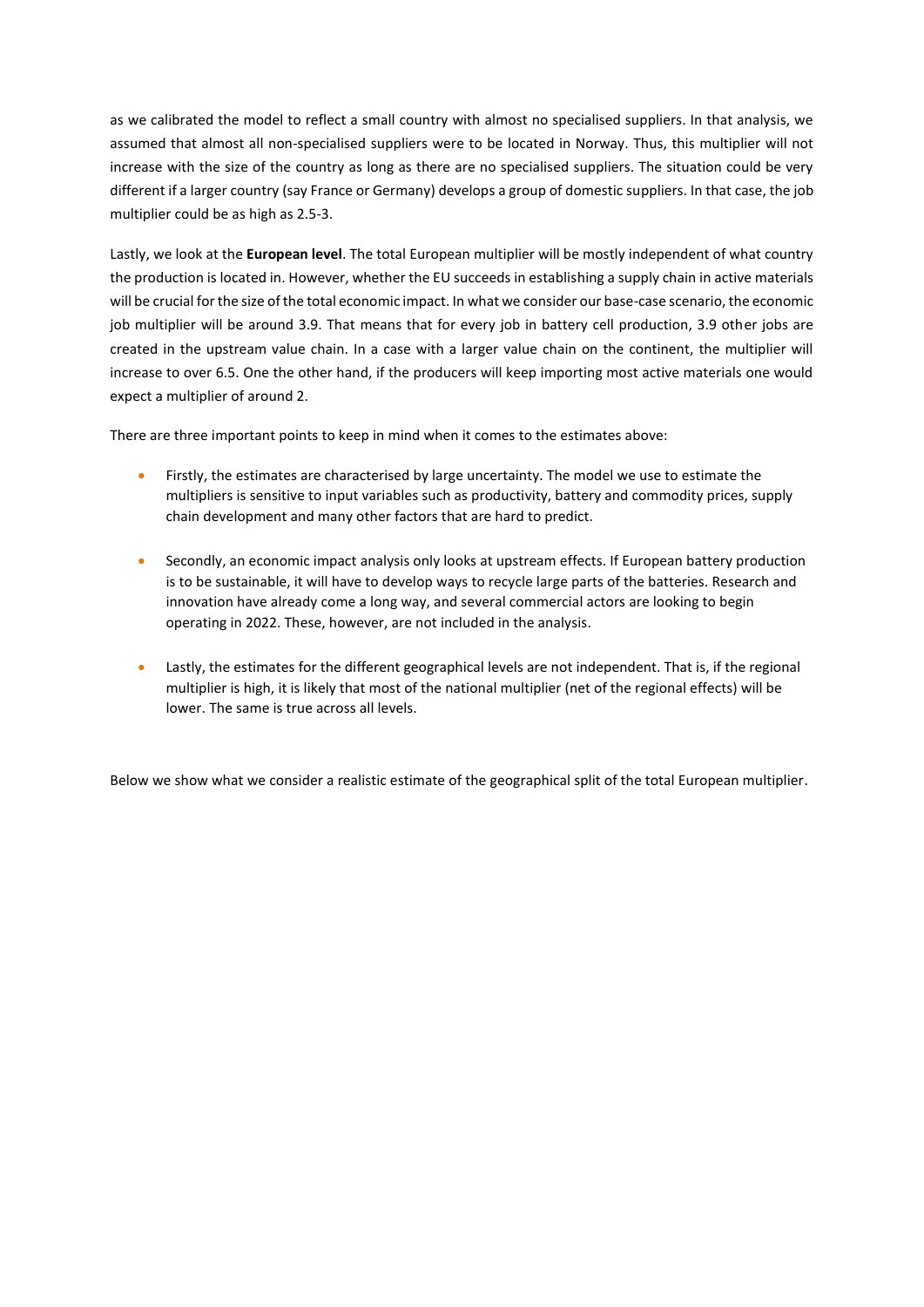as we calibrated the model to reflect a small country with almost no specialised suppliers. In that analysis, we assumed that almost all non-specialised suppliers were to be located in Norway. Thus, this multiplier will not increase with the size of the country as long as there are no specialised suppliers. The situation could be very different if a larger country (say France or Germany) develops a group of domestic suppliers. In that case, the job multiplier could be as high as 2.5-3.

Lastly, we look at the **European level**. The total European multiplier will be mostly independent of what country the production is located in. However, whether the EU succeeds in establishing a supply chain in active materials will be crucial for the size of the total economic impact. In what we consider our base-case scenario, the economic job multiplier will be around 3.9. That means that for every job in battery cell production, 3.9 other jobs are created in the upstream value chain. In a case with a larger value chain on the continent, the multiplier will increase to over 6.5. One the other hand, if the producers will keep importing most active materials one would expect a multiplier of around 2.

There are three important points to keep in mind when it comes to the estimates above:

- Firstly, the estimates are characterised by large uncertainty. The model we use to estimate the multipliers is sensitive to input variables such as productivity, battery and commodity prices, supply chain development and many other factors that are hard to predict.
- Secondly, an economic impact analysis only looks at upstream effects. If European battery production is to be sustainable, it will have to develop ways to recycle large parts of the batteries. Research and innovation have already come a long way, and several commercial actors are looking to begin operating in 2022. These, however, are not included in the analysis.
- Lastly, the estimates for the different geographical levels are not independent. That is, if the regional multiplier is high, it is likely that most of the national multiplier (net of the regional effects) will be lower. The same is true across all levels.

Below we show what we consider a realistic estimate of the geographical split of the total European multiplier.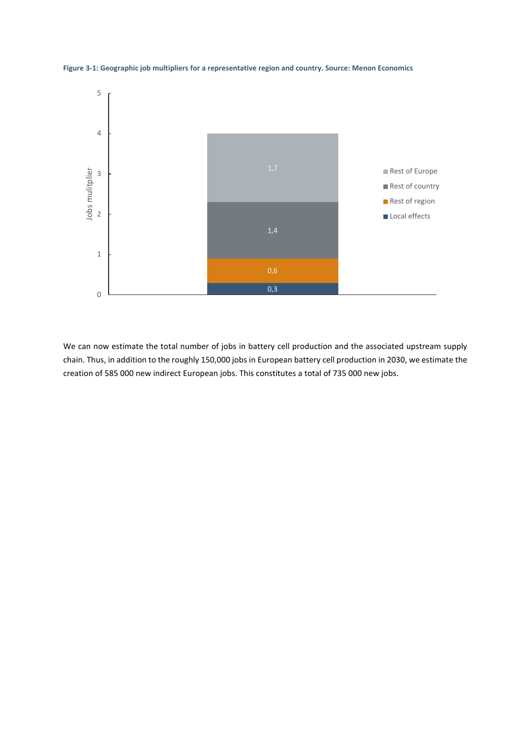**Figure 3-1: Geographic job multipliers for a representative region and country. Source: Menon Economics**

We can now estimate the total number of jobs in battery cell production and the associated upstream supply chain. Thus, in addition to the roughly 150,000 jobs in European battery cell production in 2030, we estimate the creation of 585 000 new indirect European jobs. This constitutes a total of 735 000 new jobs.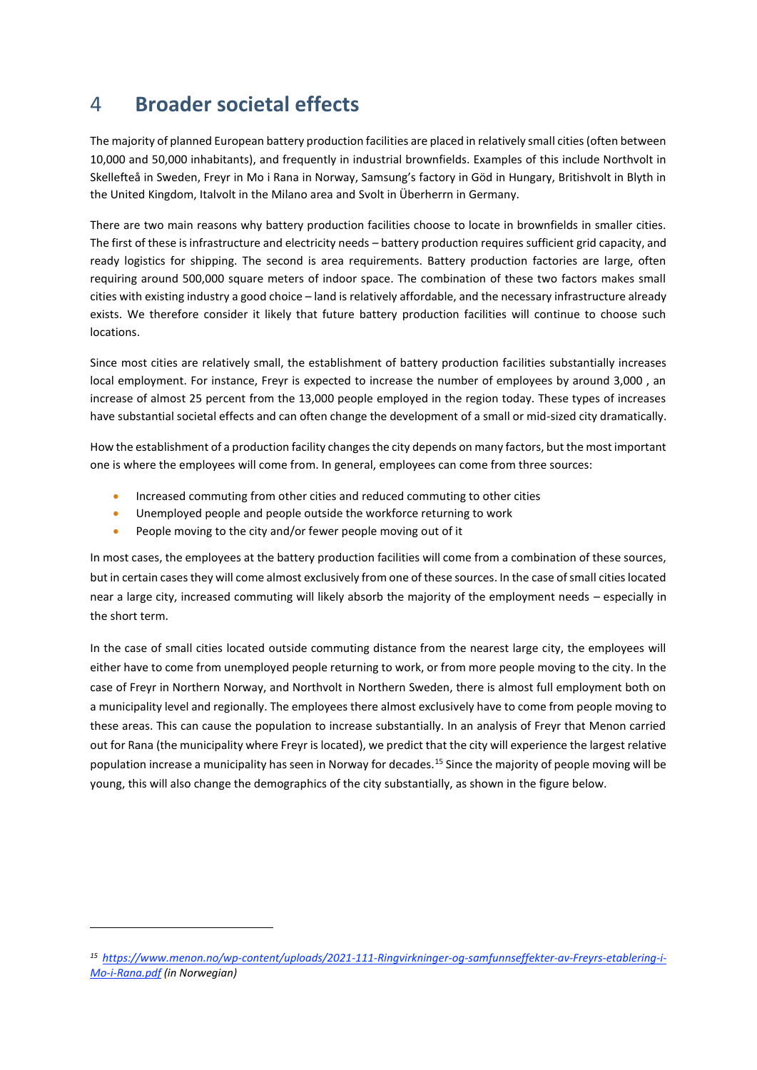# 4 Broader societal effects

The majority of planned European battery production facilities are placed in relatively small cities (often between 10,000 and 50,000 inhabitants), and frequently in industrial brownfields. Examples of this include Northvolt in Skellefteå in Sweden, Freyr in Mo i Rana in Norway, Samsung's factory in Göd in Hungary, Britishvolt in Blyth in the United Kingdom, Italvolt in the Milano area and Svolt in Überherrn in Germany.

There are two main reasons why battery production facilities choose to locate in brownfields in smaller cities. The first of these is infrastructure and electricity needs – battery production requires sufficient grid capacity, and ready logistics for shipping. The second is area requirements. Battery production factories are large, often requiring around 500,000 square meters of indoor space. The combination of these two factors makes small cities with existing industry a good choice – land is relatively affordable, and the necessary infrastructure already exists. We therefore consider it likely that future battery production facilities will continue to choose such locations.

Since most cities are relatively small, the establishment of battery production facilities substantially increases local employment. For instance, Freyr is expected to increase the number of employees by around 3,000 , an increase of almost 25 percent from the 13,000 people employed in the region today. These types of increases have substantial societal effects and can often change the development of a small or mid-sized city dramatically.

How the establishment of a production facility changes the city depends on many factors, but the most important one is where the employees will come from. In general, employees can come from three sources:

- Increased commuting from other cities and reduced commuting to other cities
- Unemployed people and people outside the workforce returning to work
- People moving to the city and/or fewer people moving out of it

In most cases, the employees at the battery production facilities will come from a combination of these sources, but in certain cases they will come almost exclusively from one of these sources. In the case of small cities located near a large city, increased commuting will likely absorb the majority of the employment needs – especially in the short term.

In the case of small cities located outside commuting distance from the nearest large city, the employees will either have to come from unemployed people returning to work, or from more people moving to the city. In the case of Freyr in Northern Norway, and Northvolt in Northern Sweden, there is almost full employment both on a municipality level and regionally. The employees there almost exclusively have to come from people moving to these areas. This can cause the population to increase substantially. In an analysis of Freyr that Menon carried out for Rana (the municipality where Freyr is located), we predict that the city will experience the largest relative population increase a municipality has seen in Norway for decades.[15] Since the majority of people moving will be young, this will also change the demographics of the city substantially, as shown in the figure below.

---

[15] *https://www.menon.no/wp-content/uploads/2021-111-Ringvirkninger-og-samfunnseffekter-av-Freyrs-etablering-i-Mo-i-Rana.pdf (in Norwegian)*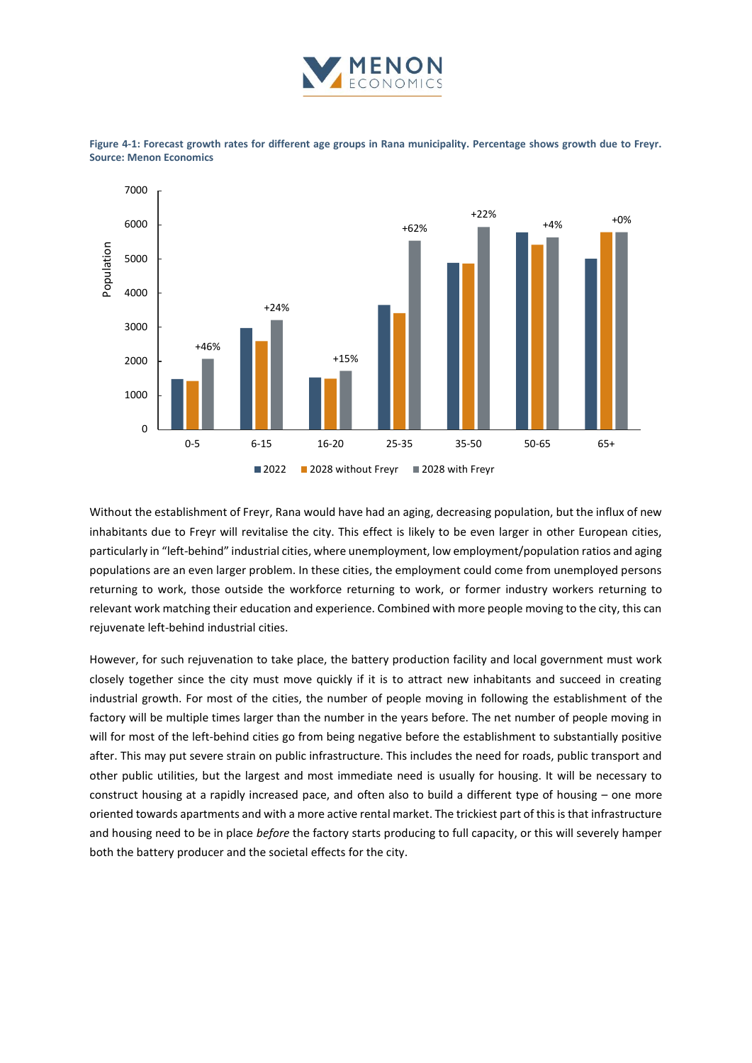**Figure 4-1: Forecast growth rates for different age groups in Rana municipality. Percentage shows growth due to Freyr. Source: Menon Economics**

Population

7000
6000
5000
4000
3000
2000
1000
0

0-5: +46%
6-15: +24%
16-20: +15%
25-35: +62%
35-50: +22%
50-65: +4%
65+: +0%

2022 | 2028 without Freyr | 2028 with Freyr

Without the establishment of Freyr, Rana would have had an aging, decreasing population, but the influx of new inhabitants due to Freyr will revitalise the city. This effect is likely to be even larger in other European cities, particularly in "left-behind" industrial cities, where unemployment, low employment/population ratios and aging populations are an even larger problem. In these cities, the employment could come from unemployed persons returning to work, those outside the workforce returning to work, or former industry workers returning to relevant work matching their education and experience. Combined with more people moving to the city, this can rejuvenate left-behind industrial cities.

However, for such rejuvenation to take place, the battery production facility and local government must work closely together since the city must move quickly if it is to attract new inhabitants and succeed in creating industrial growth. For most of the cities, the number of people moving in following the establishment of the factory will be multiple times larger than the number in the years before. The net number of people moving in will for most of the left-behind cities go from being negative before the establishment to substantially positive after. This may put severe strain on public infrastructure. This includes the need for roads, public transport and other public utilities, but the largest and most immediate need is usually for housing. It will be necessary to construct housing at a rapidly increased pace, and often also to build a different type of housing – one more oriented towards apartments and with a more active rental market. The trickiest part of this is that infrastructure and housing need to be in place *before* the factory starts producing to full capacity, or this will severely hamper both the battery producer and the societal effects for the city.